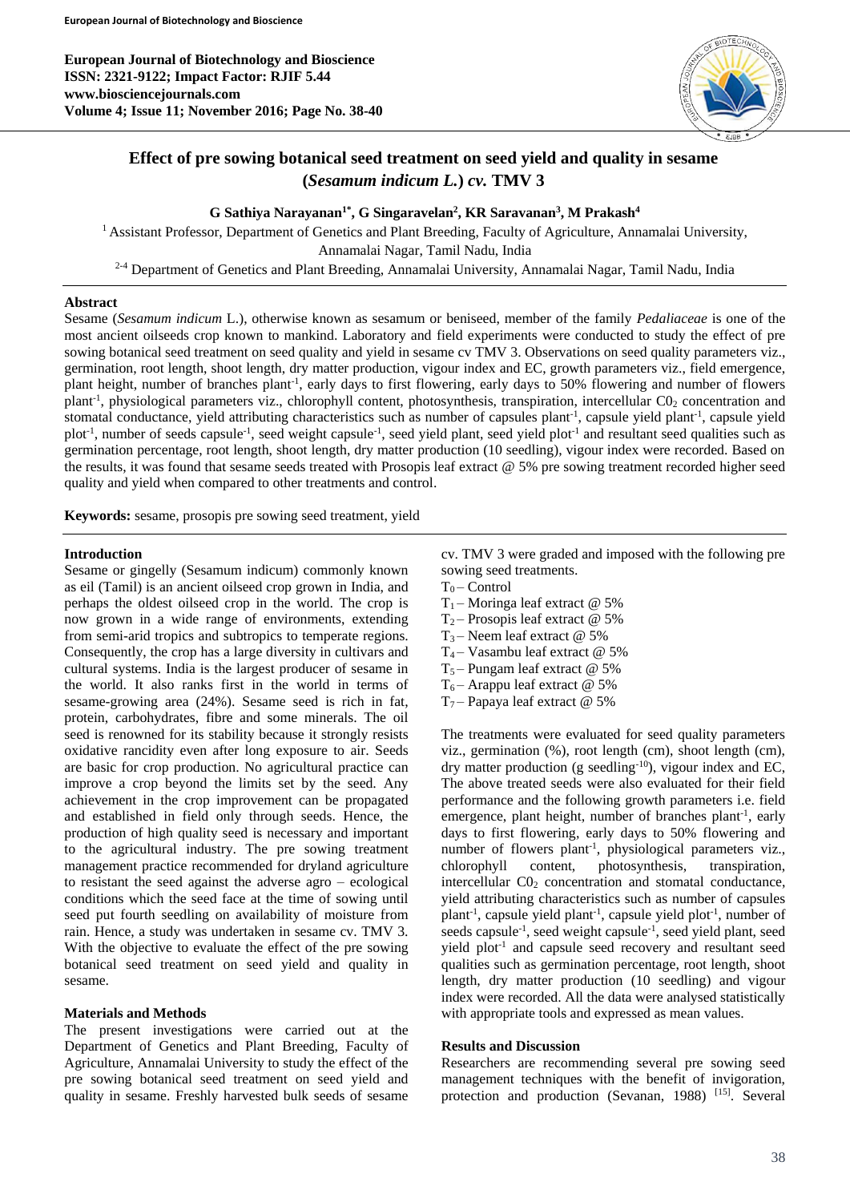# Effect of pre sowing botanical seed treatment on seed yield and quality in sesame (*Sesamum indicum L.*) *cv.* TMV 3

**G Sathiya Narayanan[1*], G Singaravelan[2], KR Saravanan[3], M Prakash[4]**

[1] Assistant Professor, Department of Genetics and Plant Breeding, Faculty of Agriculture, Annamalai University, Annamalai Nagar, Tamil Nadu, India

[2-4] Department of Genetics and Plant Breeding, Annamalai University, Annamalai Nagar, Tamil Nadu, India

## Abstract

Sesame (*Sesamum indicum* L.), otherwise known as sesamum or beniseed, member of the family *Pedaliaceae* is one of the most ancient oilseeds crop known to mankind. Laboratory and field experiments were conducted to study the effect of pre sowing botanical seed treatment on seed quality and yield in sesame cv TMV 3. Observations on seed quality parameters viz., germination, root length, shoot length, dry matter production, vigour index and EC, growth parameters viz., field emergence, plant height, number of branches plant$^{-1}$, early days to first flowering, early days to 50% flowering and number of flowers plant$^{-1}$, physiological parameters viz., chlorophyll content, photosynthesis, transpiration, intercellular $C0_2$ concentration and stomatal conductance, yield attributing characteristics such as number of capsules plant$^{-1}$, capsule yield plant$^{-1}$, capsule yield plot$^{-1}$, number of seeds capsule$^{-1}$, seed weight capsule$^{-1}$, seed yield plant, seed yield plot$^{-1}$ and resultant seed qualities such as germination percentage, root length, shoot length, dry matter production (10 seedling), vigour index were recorded. Based on the results, it was found that sesame seeds treated with Prosopis leaf extract @ 5% pre sowing treatment recorded higher seed quality and yield when compared to other treatments and control.

**Keywords:** sesame, prosopis pre sowing seed treatment, yield

## Introduction

Sesame or gingelly (Sesamum indicum) commonly known as eil (Tamil) is an ancient oilseed crop grown in India, and perhaps the oldest oilseed crop in the world. The crop is now grown in a wide range of environments, extending from semi-arid tropics and subtropics to temperate regions. Consequently, the crop has a large diversity in cultivars and cultural systems. India is the largest producer of sesame in the world. It also ranks first in the world in terms of sesame-growing area (24%). Sesame seed is rich in fat, protein, carbohydrates, fibre and some minerals. The oil seed is renowned for its stability because it strongly resists oxidative rancidity even after long exposure to air. Seeds are basic for crop production. No agricultural practice can improve a crop beyond the limits set by the seed. Any achievement in the crop improvement can be propagated and established in field only through seeds. Hence, the production of high quality seed is necessary and important to the agricultural industry. The pre sowing treatment management practice recommended for dryland agriculture to resistant the seed against the adverse agro – ecological conditions which the seed face at the time of sowing until seed put fourth seedling on availability of moisture from rain. Hence, a study was undertaken in sesame cv. TMV 3. With the objective to evaluate the effect of the pre sowing botanical seed treatment on seed yield and quality in sesame.

## Materials and Methods

The present investigations were carried out at the Department of Genetics and Plant Breeding, Faculty of Agriculture, Annamalai University to study the effect of the pre sowing botanical seed treatment on seed yield and quality in sesame. Freshly harvested bulk seeds of sesame cv. TMV 3 were graded and imposed with the following pre sowing seed treatments.

$T_0$ – Control
$T_1$ – Moringa leaf extract @ 5%
$T_2$ – Prosopis leaf extract @ 5%
$T_3$ – Neem leaf extract @ 5%
$T_4$ – Vasambu leaf extract @ 5%
$T_5$ – Pungam leaf extract @ 5%
$T_6$ – Arappu leaf extract @ 5%
$T_7$ – Papaya leaf extract @ 5%

The treatments were evaluated for seed quality parameters viz., germination (%), root length (cm), shoot length (cm), dry matter production (g seedling$^{-10}$), vigour index and EC, The above treated seeds were also evaluated for their field performance and the following growth parameters i.e. field emergence, plant height, number of branches plant$^{-1}$, early days to first flowering, early days to 50% flowering and number of flowers plant$^{-1}$, physiological parameters viz., chlorophyll content, photosynthesis, transpiration, intercellular $C0_2$ concentration and stomatal conductance, yield attributing characteristics such as number of capsules plant$^{-1}$, capsule yield plant$^{-1}$, capsule yield plot$^{-1}$, number of seeds capsule$^{-1}$, seed weight capsule$^{-1}$, seed yield plant, seed yield plot$^{-1}$ and capsule seed recovery and resultant seed qualities such as germination percentage, root length, shoot length, dry matter production (10 seedling) and vigour index were recorded. All the data were analysed statistically with appropriate tools and expressed as mean values.

## Results and Discussion

Researchers are recommending several pre sowing seed management techniques with the benefit of invigoration, protection and production (Sevanan, 1988) [15]. Several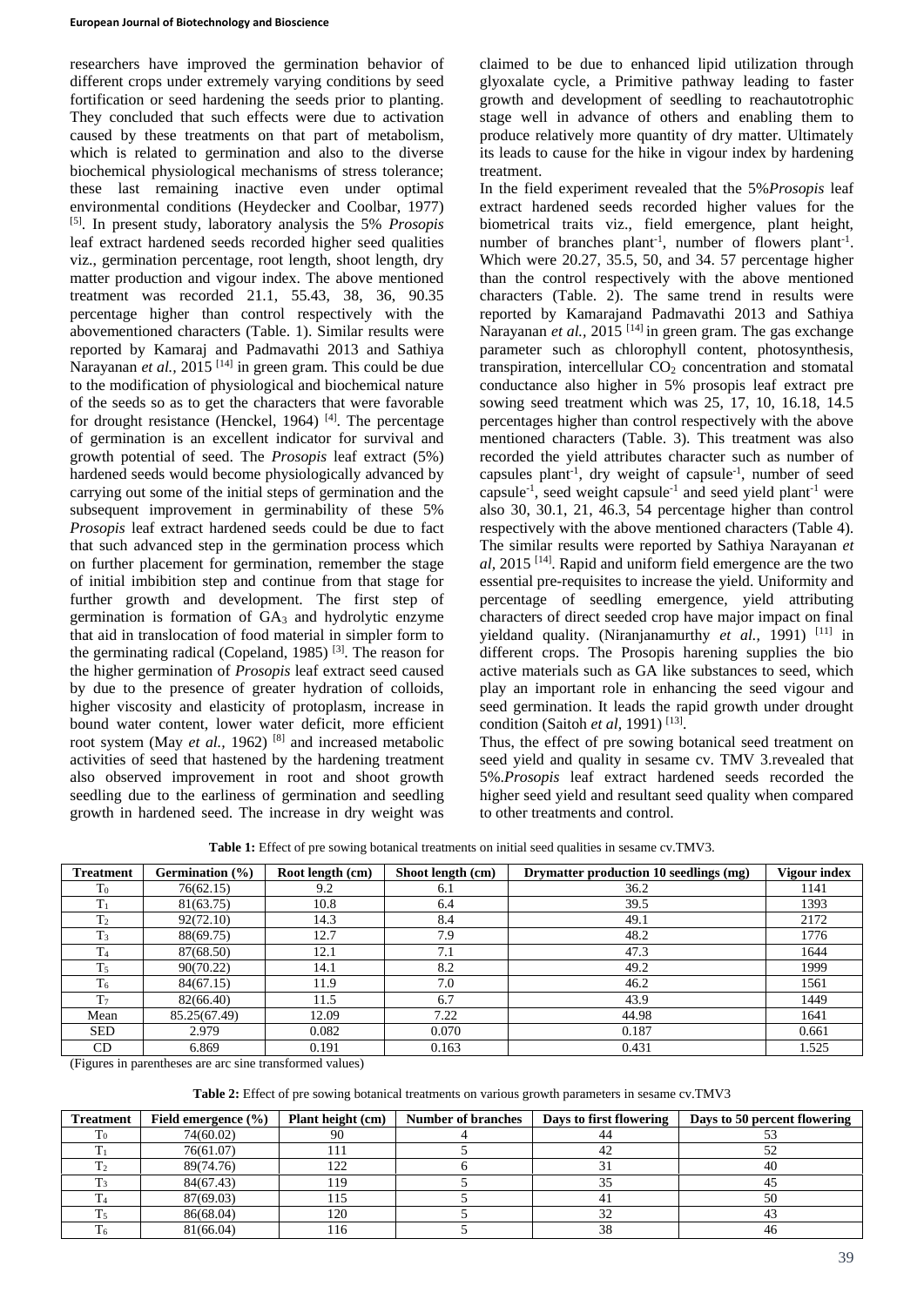researchers have improved the germination behavior of different crops under extremely varying conditions by seed fortification or seed hardening the seeds prior to planting. They concluded that such effects were due to activation caused by these treatments on that part of metabolism, which is related to germination and also to the diverse biochemical physiological mechanisms of stress tolerance; these last remaining inactive even under optimal environmental conditions (Heydecker and Coolbar, 1977) [5]. In present study, laboratory analysis the 5% *Prosopis* leaf extract hardened seeds recorded higher seed qualities viz., germination percentage, root length, shoot length, dry matter production and vigour index. The above mentioned treatment was recorded 21.1, 55.43, 38, 36, 90.35 percentage higher than control respectively with the abovementioned characters (Table. 1). Similar results were reported by Kamaraj and Padmavathi 2013 and Sathiya Narayanan *et al.,* 2015 [14] in green gram. This could be due to the modification of physiological and biochemical nature of the seeds so as to get the characters that were favorable for drought resistance (Henckel, 1964) [4]. The percentage of germination is an excellent indicator for survival and growth potential of seed. The *Prosopis* leaf extract (5%) hardened seeds would become physiologically advanced by carrying out some of the initial steps of germination and the subsequent improvement in germinability of these 5% *Prosopis* leaf extract hardened seeds could be due to fact that such advanced step in the germination process which on further placement for germination, remember the stage of initial imbibition step and continue from that stage for further growth and development. The first step of germination is formation of $GA_3$ and hydrolytic enzyme that aid in translocation of food material in simpler form to the germinating radical (Copeland, 1985) [3]. The reason for the higher germination of *Prosopis* leaf extract seed caused by due to the presence of greater hydration of colloids, higher viscosity and elasticity of protoplasm, increase in bound water content, lower water deficit, more efficient root system (May *et al.,* 1962) [8] and increased metabolic activities of seed that hastened by the hardening treatment also observed improvement in root and shoot growth seedling due to the earliness of germination and seedling growth in hardened seed. The increase in dry weight was claimed to be due to enhanced lipid utilization through glyoxalate cycle, a Primitive pathway leading to faster growth and development of seedling to reachautotrophic stage well in advance of others and enabling them to produce relatively more quantity of dry matter. Ultimately its leads to cause for the hike in vigour index by hardening treatment.

In the field experiment revealed that the 5%*Prosopis* leaf extract hardened seeds recorded higher values for the biometrical traits viz., field emergence, plant height, number of branches plant$^{-1}$, number of flowers plant$^{-1}$. Which were 20.27, 35.5, 50, and 34. 57 percentage higher than the control respectively with the above mentioned characters (Table. 2). The same trend in results were reported by Kamarajand Padmavathi 2013 and Sathiya Narayanan *et al.,* 2015 [14] in green gram. The gas exchange parameter such as chlorophyll content, photosynthesis, transpiration, intercellular $CO_2$ concentration and stomatal conductance also higher in 5% prosopis leaf extract pre sowing seed treatment which was 25, 17, 10, 16.18, 14.5 percentages higher than control respectively with the above mentioned characters (Table. 3). This treatment was also recorded the yield attributes character such as number of capsules plant$^{-1}$, dry weight of capsule$^{-1}$, number of seed capsule$^{-1}$, seed weight capsule$^{-1}$ and seed yield plant$^{-1}$ were also 30, 30.1, 21, 46.3, 54 percentage higher than control respectively with the above mentioned characters (Table 4). The similar results were reported by Sathiya Narayanan *et al,* 2015 [14]. Rapid and uniform field emergence are the two essential pre-requisites to increase the yield. Uniformity and percentage of seedling emergence, yield attributing characters of direct seeded crop have major impact on final yieldand quality. (Niranjanamurthy *et al.,* 1991) [11] in different crops. The Prosopis harening supplies the bio active materials such as GA like substances to seed, which play an important role in enhancing the seed vigour and seed germination. It leads the rapid growth under drought condition (Saitoh *et al,* 1991) [13].

Thus, the effect of pre sowing botanical seed treatment on seed yield and quality in sesame cv. TMV 3.revealed that 5%.*Prosopis* leaf extract hardened seeds recorded the higher seed yield and resultant seed quality when compared to other treatments and control.

**Table 1:** Effect of pre sowing botanical treatments on initial seed qualities in sesame cv.TMV3.

| Treatment | Germination (%) | Root length (cm) | Shoot length (cm) | Drymatter production 10 seedlings (mg) | Vigour index |
|---|---|---|---|---|---|
| $T_0$ | 76(62.15) | 9.2 | 6.1 | 36.2 | 1141 |
| $T_1$ | 81(63.75) | 10.8 | 6.4 | 39.5 | 1393 |
| $T_2$ | 92(72.10) | 14.3 | 8.4 | 49.1 | 2172 |
| $T_3$ | 88(69.75) | 12.7 | 7.9 | 48.2 | 1776 |
| $T_4$ | 87(68.50) | 12.1 | 7.1 | 47.3 | 1644 |
| $T_5$ | 90(70.22) | 14.1 | 8.2 | 49.2 | 1999 |
| $T_6$ | 84(67.15) | 11.9 | 7.0 | 46.2 | 1561 |
| $T_7$ | 82(66.40) | 11.5 | 6.7 | 43.9 | 1449 |
| Mean | 85.25(67.49) | 12.09 | 7.22 | 44.98 | 1641 |
| SED | 2.979 | 0.082 | 0.070 | 0.187 | 0.661 |
| CD | 6.869 | 0.191 | 0.163 | 0.431 | 1.525 |

(Figures in parentheses are arc sine transformed values)

**Table 2:** Effect of pre sowing botanical treatments on various growth parameters in sesame cv.TMV3

| Treatment | Field emergence (%) | Plant height (cm) | Number of branches | Days to first flowering | Days to 50 percent flowering |
|---|---|---|---|---|---|
| $T_0$ | 74(60.02) | 90 | 4 | 44 | 53 |
| $T_1$ | 76(61.07) | 111 | 5 | 42 | 52 |
| $T_2$ | 89(74.76) | 122 | 6 | 31 | 40 |
| $T_3$ | 84(67.43) | 119 | 5 | 35 | 45 |
| $T_4$ | 87(69.03) | 115 | 5 | 41 | 50 |
| $T_5$ | 86(68.04) | 120 | 5 | 32 | 43 |
| $T_6$ | 81(66.04) | 116 | 5 | 38 | 46 |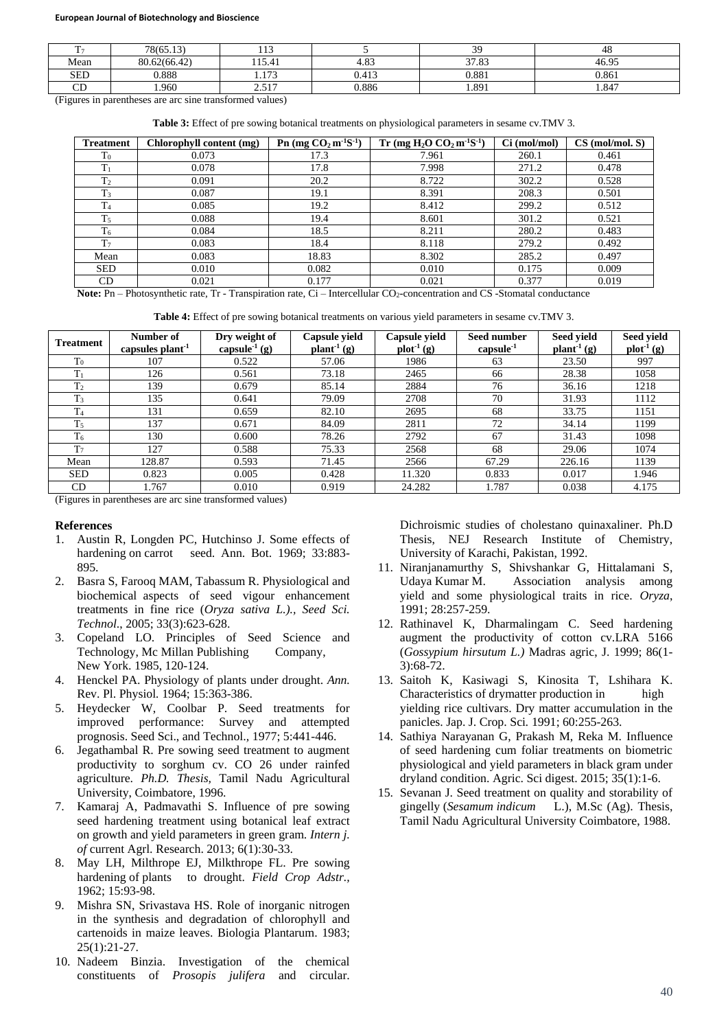| | | | | | |
|---|---|---|---|---|---|
| $T_7$ | 78(65.13) | 113 | 5 | 39 | 48 |
| Mean | 80.62(66.42) | 115.41 | 4.83 | 37.83 | 46.95 |
| SED | 0.888 | 1.173 | 0.413 | 0.881 | 0.861 |
| CD | 1.960 | 2.517 | 0.886 | 1.891 | 1.847 |

(Figures in parentheses are arc sine transformed values)

**Table 3:** Effect of pre sowing botanical treatments on physiological parameters in sesame cv.TMV 3.

| Treatment | Chlorophyll content (mg) | Pn (mg $CO_2\,m^{-1}S^{-1}$) | Tr (mg $H_2O\ CO_2\,m^{-1}S^{-1}$) | Ci (mol/mol) | CS (mol/mol. S) |
|---|---|---|---|---|---|
| $T_0$ | 0.073 | 17.3 | 7.961 | 260.1 | 0.461 |
| $T_1$ | 0.078 | 17.8 | 7.998 | 271.2 | 0.478 |
| $T_2$ | 0.091 | 20.2 | 8.722 | 302.2 | 0.528 |
| $T_3$ | 0.087 | 19.1 | 8.391 | 208.3 | 0.501 |
| $T_4$ | 0.085 | 19.2 | 8.412 | 299.2 | 0.512 |
| $T_5$ | 0.088 | 19.4 | 8.601 | 301.2 | 0.521 |
| $T_6$ | 0.084 | 18.5 | 8.211 | 280.2 | 0.483 |
| $T_7$ | 0.083 | 18.4 | 8.118 | 279.2 | 0.492 |
| Mean | 0.083 | 18.83 | 8.302 | 285.2 | 0.497 |
| SED | 0.010 | 0.082 | 0.010 | 0.175 | 0.009 |
| CD | 0.021 | 0.177 | 0.021 | 0.377 | 0.019 |

**Note:** Pn – Photosynthetic rate, Tr - Transpiration rate, Ci – Intercellular $CO_2$-concentration and CS -Stomatal conductance

**Table 4:** Effect of pre sowing botanical treatments on various yield parameters in sesame cv.TMV 3.

| Treatment | Number of capsules $plant^{-1}$ | Dry weight of $capsule^{-1}$ (g) | Capsule yield $plant^{-1}$ (g) | Capsule yield $plot^{-1}$ (g) | Seed number $capsule^{-1}$ | Seed yield $plant^{-1}$ (g) | Seed yield $plot^{-1}$ (g) |
|---|---|---|---|---|---|---|---|
| $T_0$ | 107 | 0.522 | 57.06 | 1986 | 63 | 23.50 | 997 |
| $T_1$ | 126 | 0.561 | 73.18 | 2465 | 66 | 28.38 | 1058 |
| $T_2$ | 139 | 0.679 | 85.14 | 2884 | 76 | 36.16 | 1218 |
| $T_3$ | 135 | 0.641 | 79.09 | 2708 | 70 | 31.93 | 1112 |
| $T_4$ | 131 | 0.659 | 82.10 | 2695 | 68 | 33.75 | 1151 |
| $T_5$ | 137 | 0.671 | 84.09 | 2811 | 72 | 34.14 | 1199 |
| $T_6$ | 130 | 0.600 | 78.26 | 2792 | 67 | 31.43 | 1098 |
| $T_7$ | 127 | 0.588 | 75.33 | 2568 | 68 | 29.06 | 1074 |
| Mean | 128.87 | 0.593 | 71.45 | 2566 | 67.29 | 226.16 | 1139 |
| SED | 0.823 | 0.005 | 0.428 | 11.320 | 0.833 | 0.017 | 1.946 |
| CD | 1.767 | 0.010 | 0.919 | 24.282 | 1.787 | 0.038 | 4.175 |

(Figures in parentheses are arc sine transformed values)

## References

1. Austin R, Longden PC, Hutchinso J. Some effects of hardening on carrot seed. Ann. Bot. 1969; 33:883-895.
2. Basra S, Farooq MAM, Tabassum R. Physiological and biochemical aspects of seed vigour enhancement treatments in fine rice (*Oryza sativa L.)., Seed Sci. Technol*., 2005; 33(3):623-628.
3. Copeland LO. Principles of Seed Science and Technology, Mc Millan Publishing Company, New York. 1985, 120-124.
4. Henckel PA. Physiology of plants under drought. *Ann.* Rev. Pl. Physiol. 1964; 15:363-386.
5. Heydecker W, Coolbar P. Seed treatments for improved performance: Survey and attempted prognosis. Seed Sci., and Technol., 1977; 5:441-446.
6. Jegathambal R. Pre sowing seed treatment to augment productivity to sorghum cv. CO 26 under rainfed agriculture. *Ph.D. Thesis,* Tamil Nadu Agricultural University, Coimbatore, 1996.
7. Kamaraj A, Padmavathi S. Influence of pre sowing seed hardening treatment using botanical leaf extract on growth and yield parameters in green gram. *Intern j. of* current Agrl. Research. 2013; 6(1):30-33.
8. May LH, Milthrope EJ, Milkthrope FL. Pre sowing hardening of plants to drought. *Field Crop Adstr.,* 1962; 15:93-98.
9. Mishra SN, Srivastava HS. Role of inorganic nitrogen in the synthesis and degradation of chlorophyll and cartenoids in maize leaves. Biologia Plantarum. 1983; 25(1):21-27.
10. Nadeem Binzia. Investigation of the chemical constituents of *Prosopis julifera* and circular. Dichroismic studies of cholestano quinaxaliner. Ph.D Thesis, NEJ Research Institute of Chemistry, University of Karachi, Pakistan, 1992.
11. Niranjanamurthy S, Shivshankar G, Hittalamani S, Udaya Kumar M. Association analysis among yield and some physiological traits in rice. *Oryza*, 1991; 28:257-259.
12. Rathinavel K, Dharmalingam C. Seed hardening augment the productivity of cotton cv.LRA 5166 (*Gossypium hirsutum L.)* Madras agric, J. 1999; 86(1-3):68-72.
13. Saitoh K, Kasiwagi S, Kinosita T, Lshihara K. Characteristics of drymatter production in high yielding rice cultivars. Dry matter accumulation in the panicles. Jap. J. Crop. Sci. 1991; 60:255-263.
14. Sathiya Narayanan G, Prakash M, Reka M. Influence of seed hardening cum foliar treatments on biometric physiological and yield parameters in black gram under dryland condition. Agric. Sci digest. 2015; 35(1):1-6.
15. Sevanan J. Seed treatment on quality and storability of gingelly (*Sesamum indicum* L.), M.Sc (Ag). Thesis, Tamil Nadu Agricultural University Coimbatore, 1988.